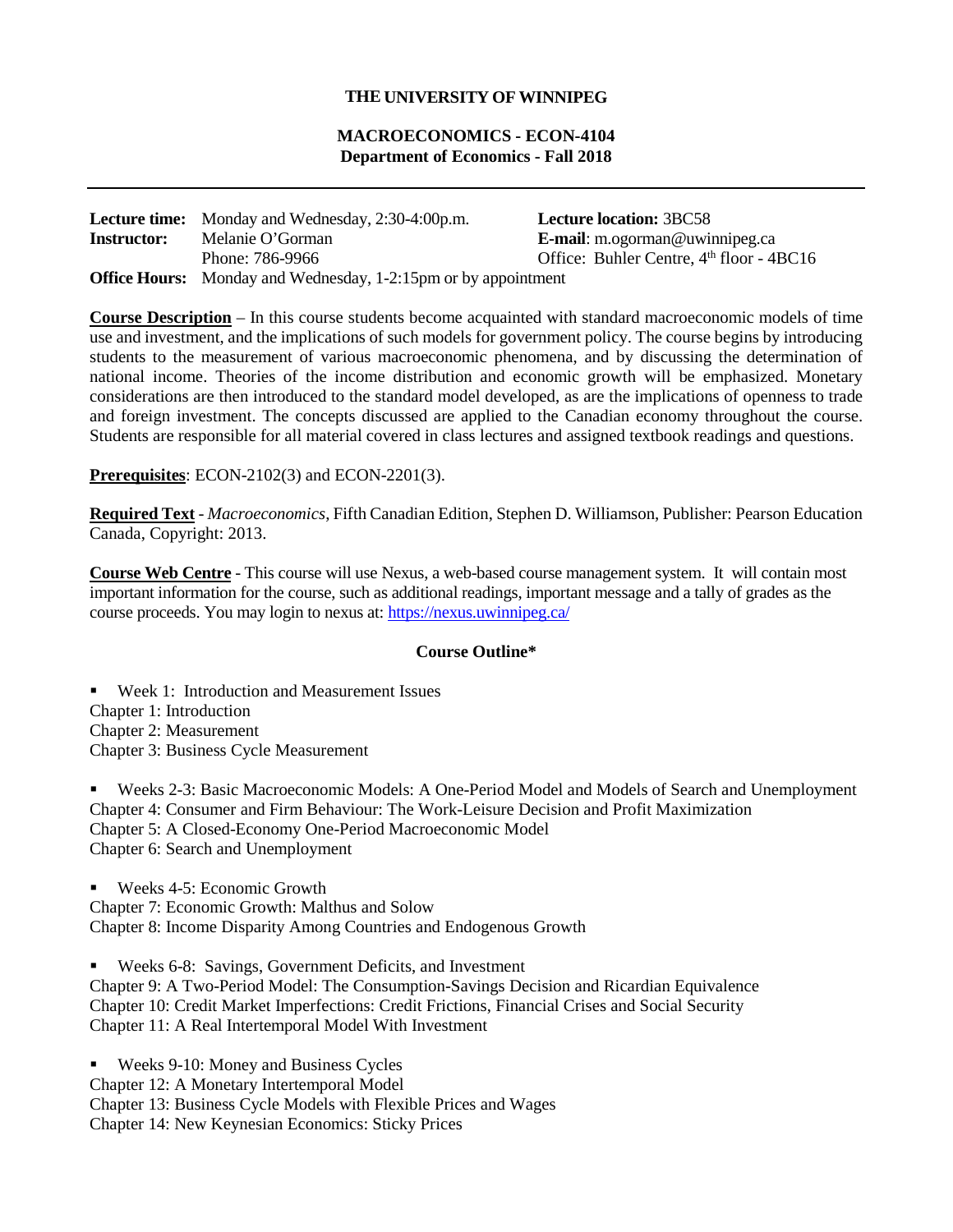**THE UNIVERSITY OF WINNIPEG**

**MACROECONOMICS - ECON-4104**
**Department of Economics - Fall 2018**

---

**Lecture time:** Monday and Wednesday, 2:30-4:00p.m.
**Lecture location:** 3BC58
**Instructor:** Melanie O'Gorman
**E-mail**: m.ogorman@uwinnipeg.ca
Phone: 786-9966
Office: Buhler Centre, 4th floor - 4BC16
**Office Hours:** Monday and Wednesday, 1-2:15pm or by appointment

**Course Description** – In this course students become acquainted with standard macroeconomic models of time use and investment, and the implications of such models for government policy. The course begins by introducing students to the measurement of various macroeconomic phenomena, and by discussing the determination of national income. Theories of the income distribution and economic growth will be emphasized. Monetary considerations are then introduced to the standard model developed, as are the implications of openness to trade and foreign investment. The concepts discussed are applied to the Canadian economy throughout the course. Students are responsible for all material covered in class lectures and assigned textbook readings and questions.

**Prerequisites**: ECON-2102(3) and ECON-2201(3).

**Required Text** - *Macroeconomics*, Fifth Canadian Edition, Stephen D. Williamson, Publisher: Pearson Education Canada, Copyright: 2013.

**Course Web Centre** - This course will use Nexus, a web-based course management system. It will contain most important information for the course, such as additional readings, important message and a tally of grades as the course proceeds. You may login to nexus at: https://nexus.uwinnipeg.ca/

**Course Outline***

- Week 1: Introduction and Measurement Issues

Chapter 1: Introduction
Chapter 2: Measurement
Chapter 3: Business Cycle Measurement

- Weeks 2-3: Basic Macroeconomic Models: A One-Period Model and Models of Search and Unemployment

Chapter 4: Consumer and Firm Behaviour: The Work-Leisure Decision and Profit Maximization
Chapter 5: A Closed-Economy One-Period Macroeconomic Model
Chapter 6: Search and Unemployment

- Weeks 4-5: Economic Growth

Chapter 7: Economic Growth: Malthus and Solow
Chapter 8: Income Disparity Among Countries and Endogenous Growth

- Weeks 6-8: Savings, Government Deficits, and Investment

Chapter 9: A Two-Period Model: The Consumption-Savings Decision and Ricardian Equivalence
Chapter 10: Credit Market Imperfections: Credit Frictions, Financial Crises and Social Security
Chapter 11: A Real Intertemporal Model With Investment

- Weeks 9-10: Money and Business Cycles

Chapter 12: A Monetary Intertemporal Model
Chapter 13: Business Cycle Models with Flexible Prices and Wages
Chapter 14: New Keynesian Economics: Sticky Prices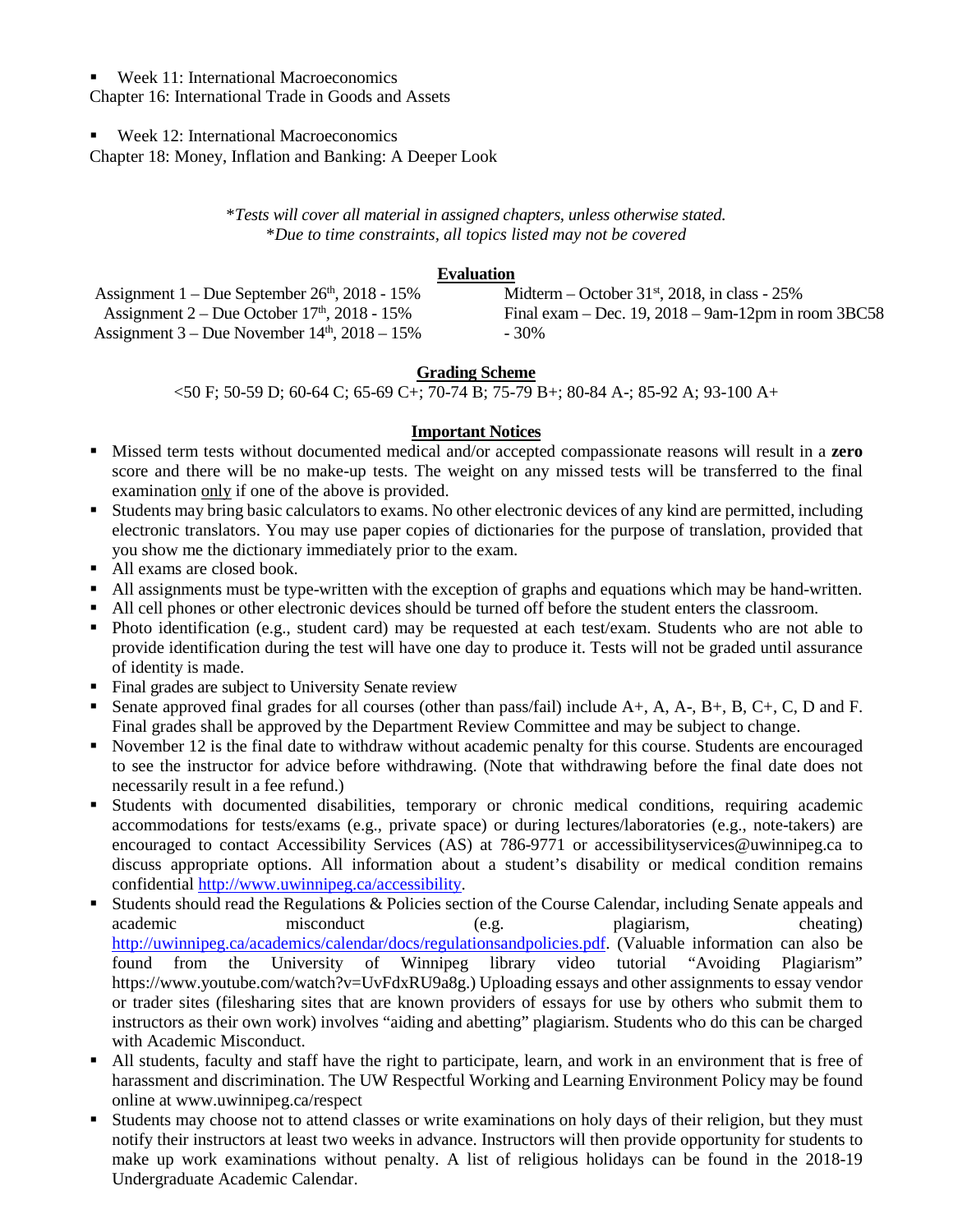- Week 11: International Macroeconomics

Chapter 16: International Trade in Goods and Assets

- Week 12: International Macroeconomics

Chapter 18: Money, Inflation and Banking: A Deeper Look

*\*Tests will cover all material in assigned chapters, unless otherwise stated.*
*\*Due to time constraints, all topics listed may not be covered*

## Evaluation

Assignment 1 – Due September 26th, 2018 - 15%
Assignment 2 – Due October 17th, 2018 - 15%
Assignment 3 – Due November 14th, 2018 – 15%
Midterm – October 31st, 2018, in class - 25%
Final exam – Dec. 19, 2018 – 9am-12pm in room 3BC58 - 30%

## Grading Scheme

<50 F; 50-59 D; 60-64 C; 65-69 C+; 70-74 B; 75-79 B+; 80-84 A-; 85-92 A; 93-100 A+

## Important Notices

- Missed term tests without documented medical and/or accepted compassionate reasons will result in a **zero** score and there will be no make-up tests. The weight on any missed tests will be transferred to the final examination <u>only</u> if one of the above is provided.
- Students may bring basic calculators to exams. No other electronic devices of any kind are permitted, including electronic translators. You may use paper copies of dictionaries for the purpose of translation, provided that you show me the dictionary immediately prior to the exam.
- All exams are closed book.
- All assignments must be type-written with the exception of graphs and equations which may be hand-written.
- All cell phones or other electronic devices should be turned off before the student enters the classroom.
- Photo identification (e.g., student card) may be requested at each test/exam. Students who are not able to provide identification during the test will have one day to produce it. Tests will not be graded until assurance of identity is made.
- Final grades are subject to University Senate review
- Senate approved final grades for all courses (other than pass/fail) include A+, A, A-, B+, B, C+, C, D and F. Final grades shall be approved by the Department Review Committee and may be subject to change.
- November 12 is the final date to withdraw without academic penalty for this course. Students are encouraged to see the instructor for advice before withdrawing. (Note that withdrawing before the final date does not necessarily result in a fee refund.)
- Students with documented disabilities, temporary or chronic medical conditions, requiring academic accommodations for tests/exams (e.g., private space) or during lectures/laboratories (e.g., note-takers) are encouraged to contact Accessibility Services (AS) at 786-9771 or accessibilityservices@uwinnipeg.ca to discuss appropriate options. All information about a student's disability or medical condition remains confidential http://www.uwinnipeg.ca/accessibility.
- Students should read the Regulations & Policies section of the Course Calendar, including Senate appeals and academic misconduct (e.g. plagiarism, cheating) http://uwinnipeg.ca/academics/calendar/docs/regulationsandpolicies.pdf. (Valuable information can also be found from the University of Winnipeg library video tutorial "Avoiding Plagiarism" https://www.youtube.com/watch?v=UvFdxRU9a8g.) Uploading essays and other assignments to essay vendor or trader sites (filesharing sites that are known providers of essays for use by others who submit them to instructors as their own work) involves "aiding and abetting" plagiarism. Students who do this can be charged with Academic Misconduct.
- All students, faculty and staff have the right to participate, learn, and work in an environment that is free of harassment and discrimination. The UW Respectful Working and Learning Environment Policy may be found online at www.uwinnipeg.ca/respect
- Students may choose not to attend classes or write examinations on holy days of their religion, but they must notify their instructors at least two weeks in advance. Instructors will then provide opportunity for students to make up work examinations without penalty. A list of religious holidays can be found in the 2018-19 Undergraduate Academic Calendar.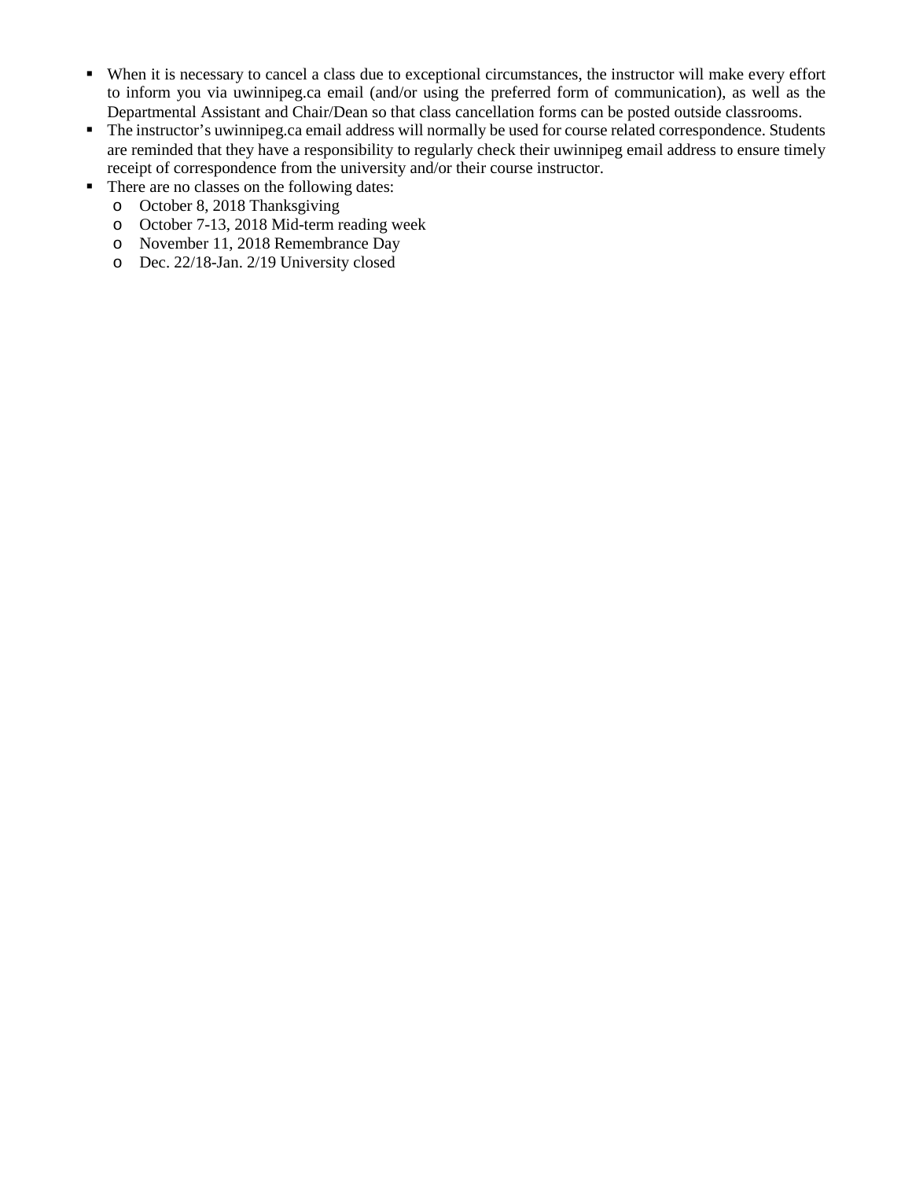- When it is necessary to cancel a class due to exceptional circumstances, the instructor will make every effort to inform you via uwinnipeg.ca email (and/or using the preferred form of communication), as well as the Departmental Assistant and Chair/Dean so that class cancellation forms can be posted outside classrooms.
- The instructor's uwinnipeg.ca email address will normally be used for course related correspondence. Students are reminded that they have a responsibility to regularly check their uwinnipeg email address to ensure timely receipt of correspondence from the university and/or their course instructor.
- There are no classes on the following dates:
  - October 8, 2018 Thanksgiving
  - October 7-13, 2018 Mid-term reading week
  - November 11, 2018 Remembrance Day
  - Dec. 22/18-Jan. 2/19 University closed